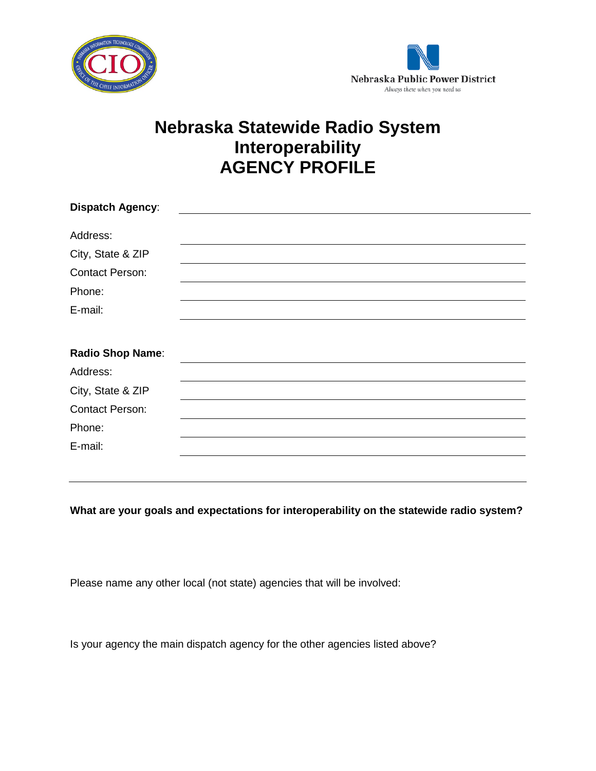# Nebraska Statewide Radio System Interoperability AGENCY PROFILE

**Dispatch Agency**: ______________________________

Address: ______________________________

City, State & ZIP ______________________________

Contact Person: ______________________________

Phone: ______________________________

E-mail: ______________________________

**Radio Shop Name**: ______________________________

Address: ______________________________

City, State & ZIP ______________________________

Contact Person: ______________________________

Phone: ______________________________

E-mail: ______________________________

---

**What are your goals and expectations for interoperability on the statewide radio system?**

Please name any other local (not state) agencies that will be involved:

Is your agency the main dispatch agency for the other agencies listed above?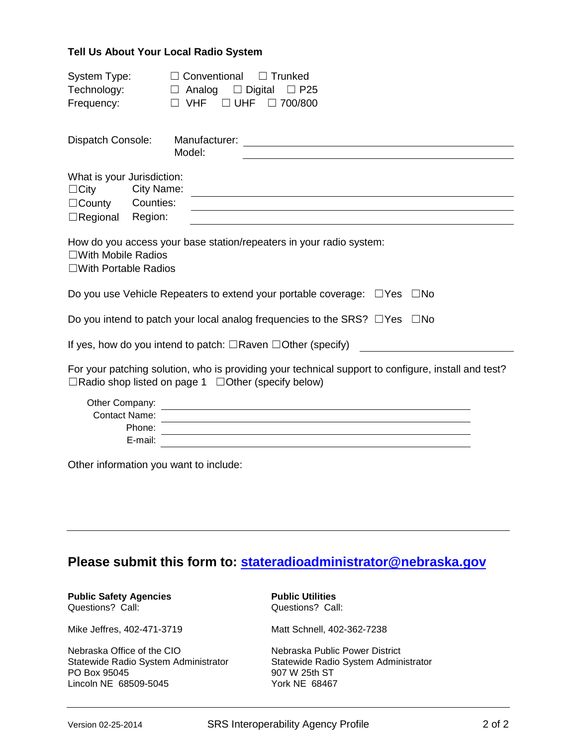### Tell Us About Your Local Radio System

System Type: ☐ Conventional ☐ Trunked
Technology: ☐ Analog ☐ Digital ☐ P25
Frequency: ☐ VHF ☐ UHF ☐ 700/800

Dispatch Console: Manufacturer: ______________________________
Model: ______________________________

What is your Jurisdiction:
☐City City Name: ______________________________
☐County Counties: ______________________________
☐Regional Region: ______________________________

How do you access your base station/repeaters in your radio system:
☐With Mobile Radios
☐With Portable Radios

Do you use Vehicle Repeaters to extend your portable coverage: ☐Yes ☐No

Do you intend to patch your local analog frequencies to the SRS? ☐Yes ☐No

If yes, how do you intend to patch: ☐Raven ☐Other (specify) ______________________________

For your patching solution, who is providing your technical support to configure, install and test?
☐Radio shop listed on page 1 ☐Other (specify below)

Other Company: ______________________________
Contact Name: ______________________________
Phone: ______________________________
E-mail: ______________________________

Other information you want to include:

---

## Please submit this form to: stateradioadministrator@nebraska.gov

**Public Safety Agencies**
Questions? Call:

Mike Jeffres, 402-471-3719

Nebraska Office of the CIO
Statewide Radio System Administrator
PO Box 95045
Lincoln NE 68509-5045

**Public Utilities**
Questions? Call:

Matt Schnell, 402-362-7238

Nebraska Public Power District
Statewide Radio System Administrator
907 W 25th ST
York NE 68467

Version 02-25-2014 SRS Interoperability Agency Profile